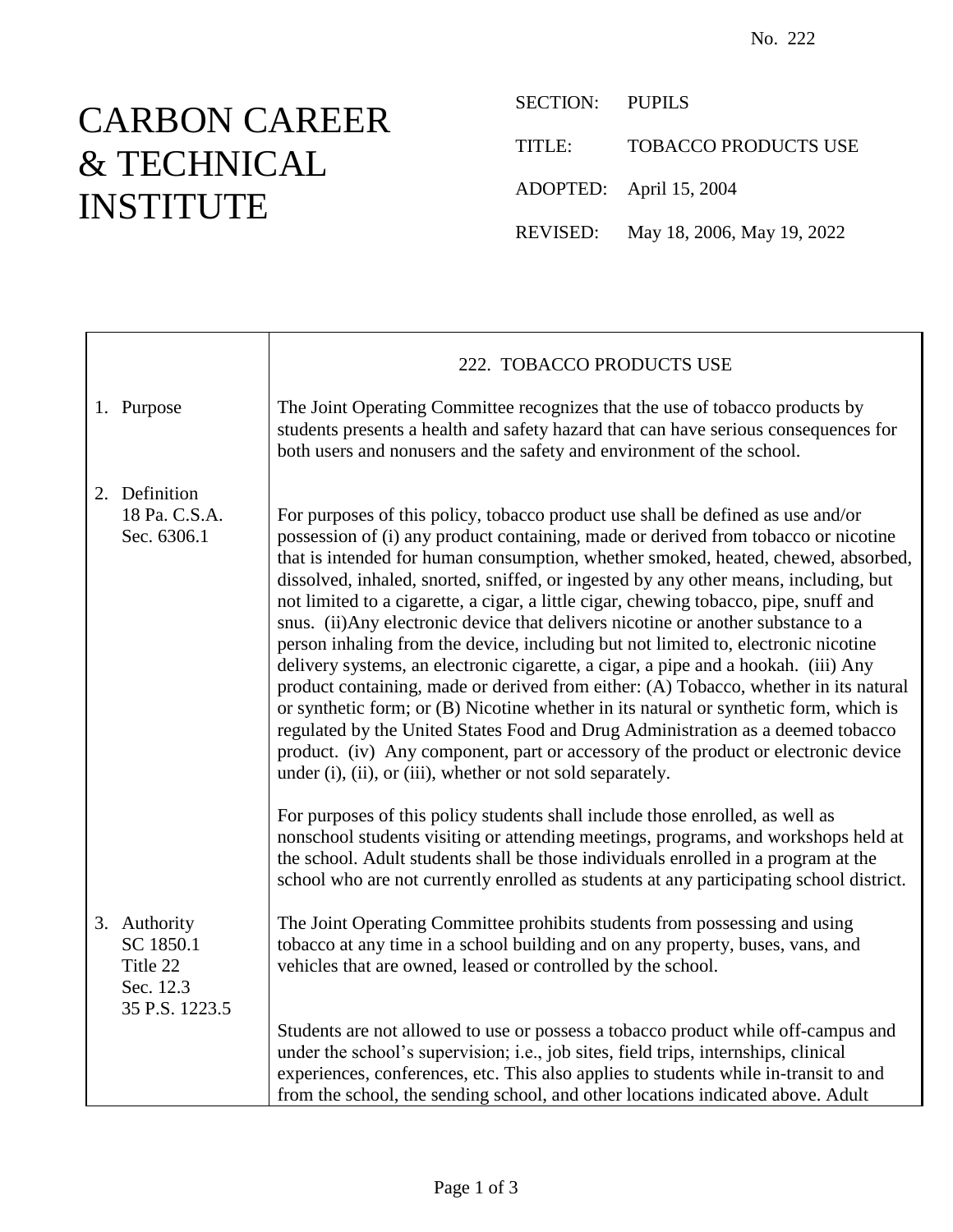No. 222

# CARBON CAREER & TECHNICAL INSTITUTE

SECTION: PUPILS

TITLE: TOBACCO PRODUCTS USE

ADOPTED: April 15, 2004

REVISED: May 18, 2006, May 19, 2022

## 222. TOBACCO PRODUCTS USE

**1. Purpose**

The Joint Operating Committee recognizes that the use of tobacco products by students presents a health and safety hazard that can have serious consequences for both users and nonusers and the safety and environment of the school.

**2. Definition**
18 Pa. C.S.A. Sec. 6306.1

For purposes of this policy, tobacco product use shall be defined as use and/or possession of (i) any product containing, made or derived from tobacco or nicotine that is intended for human consumption, whether smoked, heated, chewed, absorbed, dissolved, inhaled, snorted, sniffed, or ingested by any other means, including, but not limited to a cigarette, a cigar, a little cigar, chewing tobacco, pipe, snuff and snus. (ii)Any electronic device that delivers nicotine or another substance to a person inhaling from the device, including but not limited to, electronic nicotine delivery systems, an electronic cigarette, a cigar, a pipe and a hookah. (iii) Any product containing, made or derived from either: (A) Tobacco, whether in its natural or synthetic form; or (B) Nicotine whether in its natural or synthetic form, which is regulated by the United States Food and Drug Administration as a deemed tobacco product. (iv) Any component, part or accessory of the product or electronic device under (i), (ii), or (iii), whether or not sold separately.

For purposes of this policy students shall include those enrolled, as well as nonschool students visiting or attending meetings, programs, and workshops held at the school. Adult students shall be those individuals enrolled in a program at the school who are not currently enrolled as students at any participating school district.

**3. Authority**
SC 1850.1
Title 22 Sec. 12.3
35 P.S. 1223.5

The Joint Operating Committee prohibits students from possessing and using tobacco at any time in a school building and on any property, buses, vans, and vehicles that are owned, leased or controlled by the school.

Students are not allowed to use or possess a tobacco product while off-campus and under the school's supervision; i.e., job sites, field trips, internships, clinical experiences, conferences, etc. This also applies to students while in-transit to and from the school, the sending school, and other locations indicated above. Adult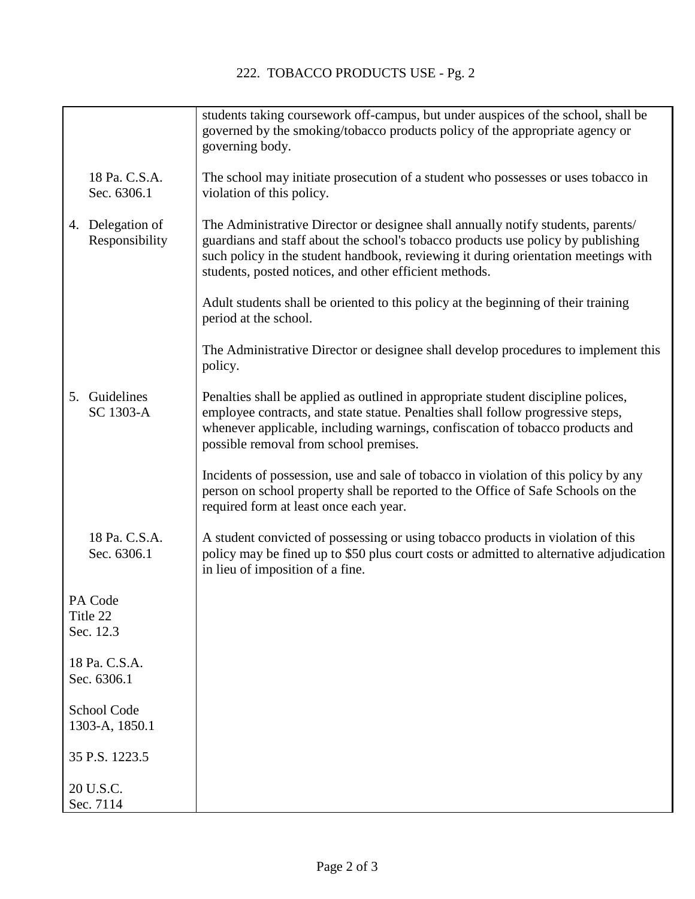| | |
|---|---|
| | students taking coursework off-campus, but under auspices of the school, shall be governed by the smoking/tobacco products policy of the appropriate agency or governing body. |
| 18 Pa. C.S.A. Sec. 6306.1 | The school may initiate prosecution of a student who possesses or uses tobacco in violation of this policy. |
| 4. Delegation of Responsibility | The Administrative Director or designee shall annually notify students, parents/ guardians and staff about the school's tobacco products use policy by publishing such policy in the student handbook, reviewing it during orientation meetings with students, posted notices, and other efficient methods. |
| | Adult students shall be oriented to this policy at the beginning of their training period at the school. |
| | The Administrative Director or designee shall develop procedures to implement this policy. |
| 5. Guidelines SC 1303-A | Penalties shall be applied as outlined in appropriate student discipline polices, employee contracts, and state statue. Penalties shall follow progressive steps, whenever applicable, including warnings, confiscation of tobacco products and possible removal from school premises. |
| | Incidents of possession, use and sale of tobacco in violation of this policy by any person on school property shall be reported to the Office of Safe Schools on the required form at least once each year. |
| 18 Pa. C.S.A. Sec. 6306.1 | A student convicted of possessing or using tobacco products in violation of this policy may be fined up to $50 plus court costs or admitted to alternative adjudication in lieu of imposition of a fine. |
| PA Code Title 22 Sec. 12.3 | |
| 18 Pa. C.S.A. Sec. 6306.1 | |
| School Code 1303-A, 1850.1 | |
| 35 P.S. 1223.5 | |
| 20 U.S.C. Sec. 7114 | |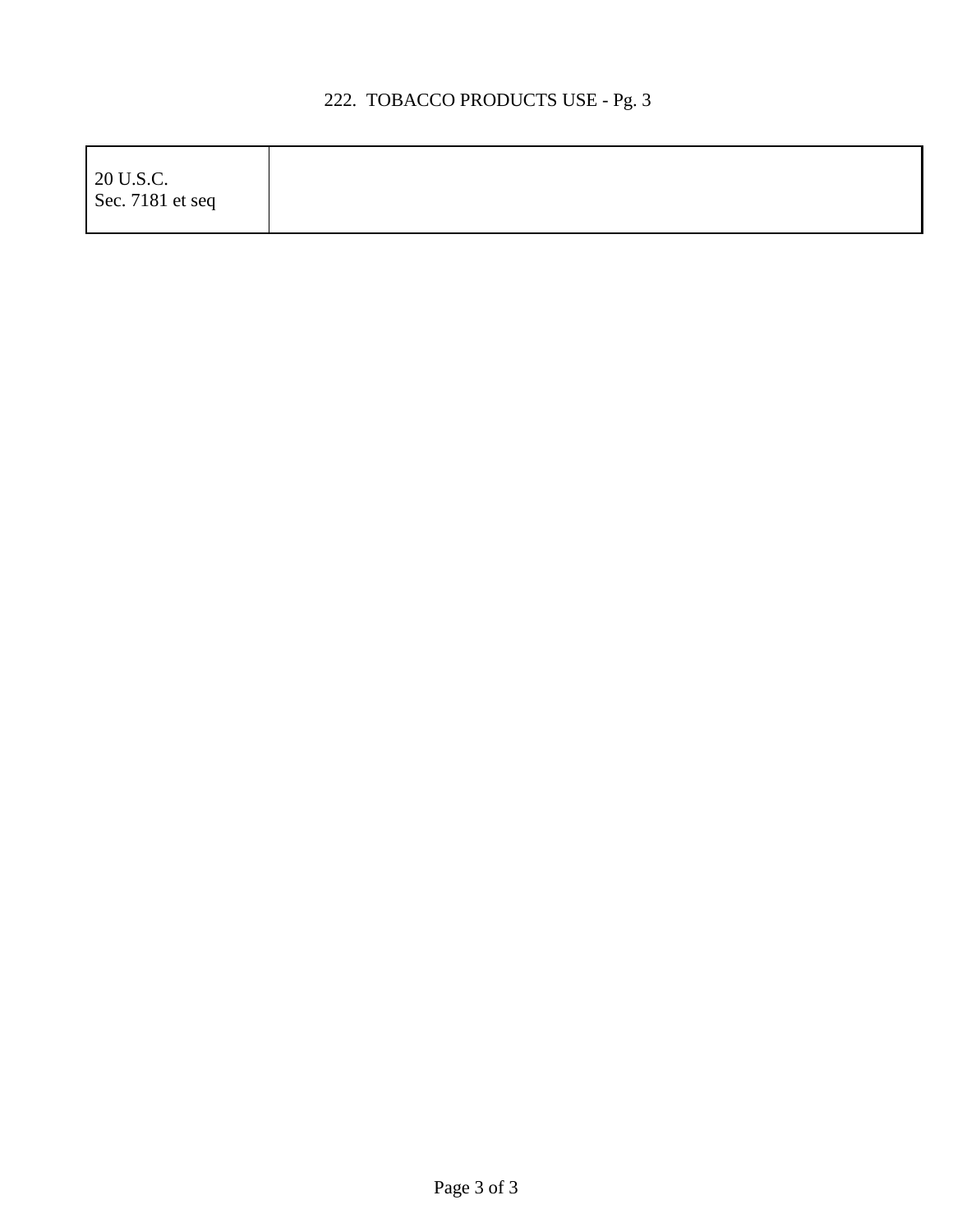| | |
|---|---|
| 20 U.S.C.<br>Sec. 7181 et seq | |